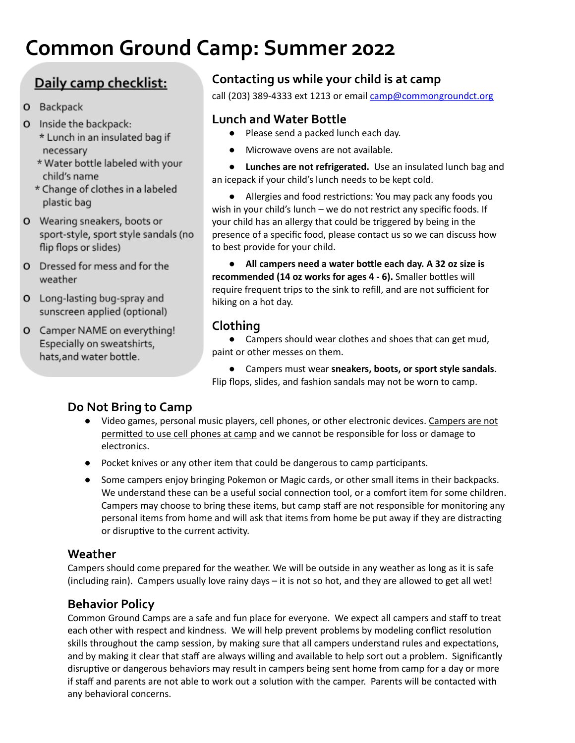# Common Ground Camp: Summer 2022

## Daily camp checklist:

- Backpack
- Inside the backpack:
  * Lunch in an insulated bag if necessary
  * Water bottle labeled with your child's name
  * Change of clothes in a labeled plastic bag
- Wearing sneakers, boots or sport-style, sport style sandals (no flip flops or slides)
- Dressed for mess and for the weather
- Long-lasting bug-spray and sunscreen applied (optional)
- Camper NAME on everything! Especially on sweatshirts, hats,and water bottle.

## Contacting us while your child is at camp

call (203) 389-4333 ext 1213 or email [camp@commongroundct.org](mailto:camp@commongroundct.org)

## Lunch and Water Bottle

- Please send a packed lunch each day.
- Microwave ovens are not available.
- **Lunches are not refrigerated.** Use an insulated lunch bag and an icepack if your child's lunch needs to be kept cold.
- Allergies and food restrictions: You may pack any foods you wish in your child's lunch – we do not restrict any specific foods. If your child has an allergy that could be triggered by being in the presence of a specific food, please contact us so we can discuss how to best provide for your child.
- **All campers need a water bottle each day. A 32 oz size is recommended (14 oz works for ages 4 - 6).** Smaller bottles will require frequent trips to the sink to refill, and are not sufficient for hiking on a hot day.

## Clothing

- Campers should wear clothes and shoes that can get mud, paint or other messes on them.
- Campers must wear **sneakers, boots, or sport style sandals**. Flip flops, slides, and fashion sandals may not be worn to camp.

## Do Not Bring to Camp

- Video games, personal music players, cell phones, or other electronic devices. <u>Campers are not permitted to use cell phones at camp</u> and we cannot be responsible for loss or damage to electronics.
- Pocket knives or any other item that could be dangerous to camp participants.
- Some campers enjoy bringing Pokemon or Magic cards, or other small items in their backpacks. We understand these can be a useful social connection tool, or a comfort item for some children. Campers may choose to bring these items, but camp staff are not responsible for monitoring any personal items from home and will ask that items from home be put away if they are distracting or disruptive to the current activity.

## Weather

Campers should come prepared for the weather. We will be outside in any weather as long as it is safe (including rain). Campers usually love rainy days – it is not so hot, and they are allowed to get all wet!

## Behavior Policy

Common Ground Camps are a safe and fun place for everyone. We expect all campers and staff to treat each other with respect and kindness. We will help prevent problems by modeling conflict resolution skills throughout the camp session, by making sure that all campers understand rules and expectations, and by making it clear that staff are always willing and available to help sort out a problem. Significantly disruptive or dangerous behaviors may result in campers being sent home from camp for a day or more if staff and parents are not able to work out a solution with the camper. Parents will be contacted with any behavioral concerns.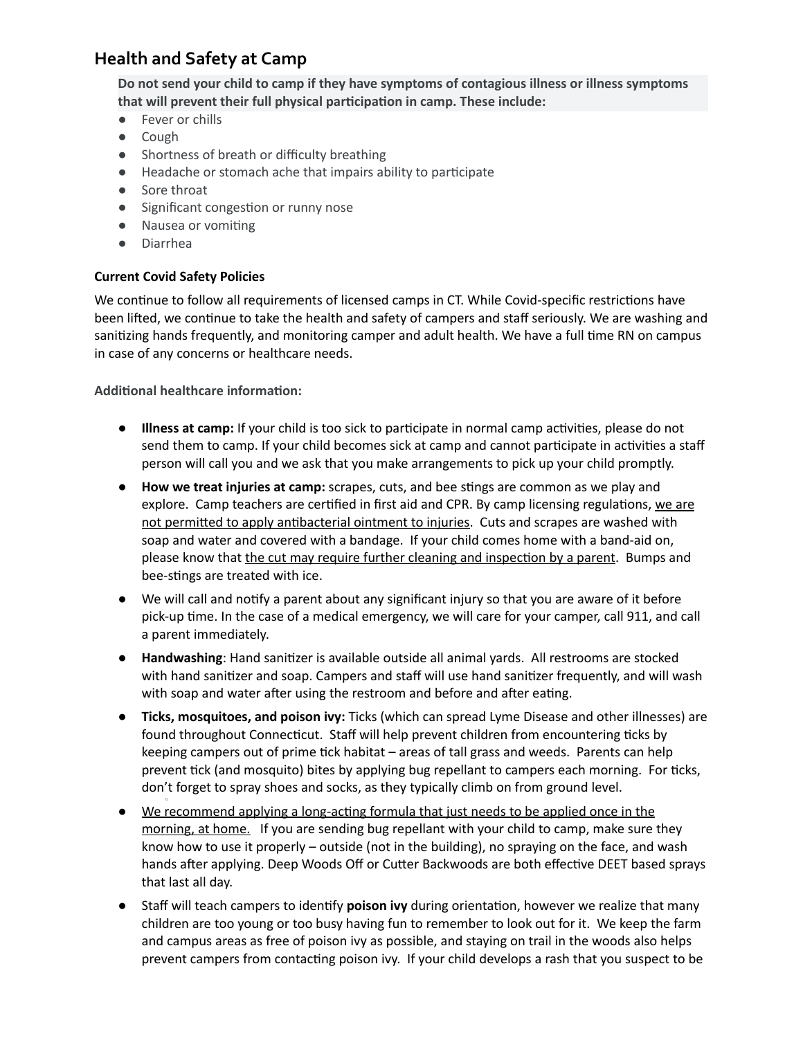## Health and Safety at Camp

**Do not send your child to camp if they have symptoms of contagious illness or illness symptoms that will prevent their full physical participation in camp. These include:**

- Fever or chills
- Cough
- Shortness of breath or difficulty breathing
- Headache or stomach ache that impairs ability to participate
- Sore throat
- Significant congestion or runny nose
- Nausea or vomiting
- Diarrhea

**Current Covid Safety Policies**

We continue to follow all requirements of licensed camps in CT. While Covid-specific restrictions have been lifted, we continue to take the health and safety of campers and staff seriously. We are washing and sanitizing hands frequently, and monitoring camper and adult health. We have a full time RN on campus in case of any concerns or healthcare needs.

**Additional healthcare information:**

- **Illness at camp:** If your child is too sick to participate in normal camp activities, please do not send them to camp. If your child becomes sick at camp and cannot participate in activities a staff person will call you and we ask that you make arrangements to pick up your child promptly.
- **How we treat injuries at camp:** scrapes, cuts, and bee stings are common as we play and explore. Camp teachers are certified in first aid and CPR. By camp licensing regulations, <u>we are not permitted to apply antibacterial ointment to injuries</u>. Cuts and scrapes are washed with soap and water and covered with a bandage. If your child comes home with a band-aid on, please know that <u>the cut may require further cleaning and inspection by a parent</u>. Bumps and bee-stings are treated with ice.
- We will call and notify a parent about any significant injury so that you are aware of it before pick-up time. In the case of a medical emergency, we will care for your camper, call 911, and call a parent immediately.
- **Handwashing**: Hand sanitizer is available outside all animal yards. All restrooms are stocked with hand sanitizer and soap. Campers and staff will use hand sanitizer frequently, and will wash with soap and water after using the restroom and before and after eating.
- **Ticks, mosquitoes, and poison ivy:** Ticks (which can spread Lyme Disease and other illnesses) are found throughout Connecticut. Staff will help prevent children from encountering ticks by keeping campers out of prime tick habitat – areas of tall grass and weeds. Parents can help prevent tick (and mosquito) bites by applying bug repellant to campers each morning. For ticks, don't forget to spray shoes and socks, as they typically climb on from ground level.
- <u>We recommend applying a long-acting formula that just needs to be applied once in the morning, at home.</u> If you are sending bug repellant with your child to camp, make sure they know how to use it properly – outside (not in the building), no spraying on the face, and wash hands after applying. Deep Woods Off or Cutter Backwoods are both effective DEET based sprays that last all day.
- Staff will teach campers to identify **poison ivy** during orientation, however we realize that many children are too young or too busy having fun to remember to look out for it. We keep the farm and campus areas as free of poison ivy as possible, and staying on trail in the woods also helps prevent campers from contacting poison ivy. If your child develops a rash that you suspect to be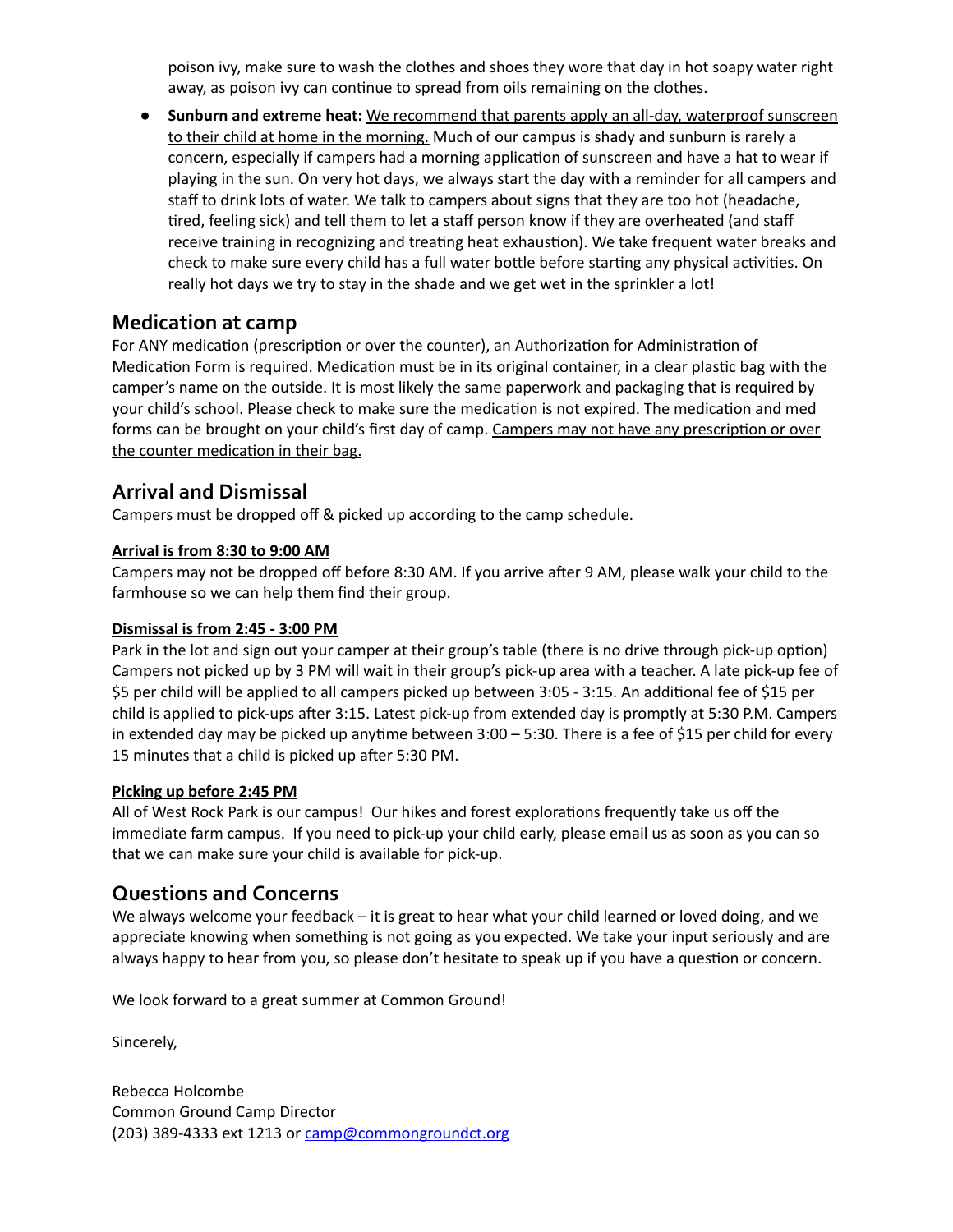poison ivy, make sure to wash the clothes and shoes they wore that day in hot soapy water right away, as poison ivy can continue to spread from oils remaining on the clothes.

- **Sunburn and extreme heat:** <u>We recommend that parents apply an all-day, waterproof sunscreen to their child at home in the morning.</u> Much of our campus is shady and sunburn is rarely a concern, especially if campers had a morning application of sunscreen and have a hat to wear if playing in the sun. On very hot days, we always start the day with a reminder for all campers and staff to drink lots of water. We talk to campers about signs that they are too hot (headache, tired, feeling sick) and tell them to let a staff person know if they are overheated (and staff receive training in recognizing and treating heat exhaustion). We take frequent water breaks and check to make sure every child has a full water bottle before starting any physical activities. On really hot days we try to stay in the shade and we get wet in the sprinkler a lot!

## Medication at camp

For ANY medication (prescription or over the counter), an Authorization for Administration of Medication Form is required. Medication must be in its original container, in a clear plastic bag with the camper's name on the outside. It is most likely the same paperwork and packaging that is required by your child's school. Please check to make sure the medication is not expired. The medication and med forms can be brought on your child's first day of camp. <u>Campers may not have any prescription or over the counter medication in their bag.</u>

## Arrival and Dismissal

Campers must be dropped off & picked up according to the camp schedule.

**<u>Arrival is from 8:30 to 9:00 AM</u>**

Campers may not be dropped off before 8:30 AM. If you arrive after 9 AM, please walk your child to the farmhouse so we can help them find their group.

**<u>Dismissal is from 2:45 - 3:00 PM</u>**

Park in the lot and sign out your camper at their group's table (there is no drive through pick-up option) Campers not picked up by 3 PM will wait in their group's pick-up area with a teacher. A late pick-up fee of $5 per child will be applied to all campers picked up between 3:05 - 3:15. An additional fee of $15 per child is applied to pick-ups after 3:15. Latest pick-up from extended day is promptly at 5:30 P.M. Campers in extended day may be picked up anytime between 3:00 – 5:30. There is a fee of $15 per child for every 15 minutes that a child is picked up after 5:30 PM.

**<u>Picking up before 2:45 PM</u>**

All of West Rock Park is our campus! Our hikes and forest explorations frequently take us off the immediate farm campus. If you need to pick-up your child early, please email us as soon as you can so that we can make sure your child is available for pick-up.

## Questions and Concerns

We always welcome your feedback – it is great to hear what your child learned or loved doing, and we appreciate knowing when something is not going as you expected. We take your input seriously and are always happy to hear from you, so please don't hesitate to speak up if you have a question or concern.

We look forward to a great summer at Common Ground!

Sincerely,

Rebecca Holcombe
Common Ground Camp Director
(203) 389-4333 ext 1213 or camp@commongroundct.org